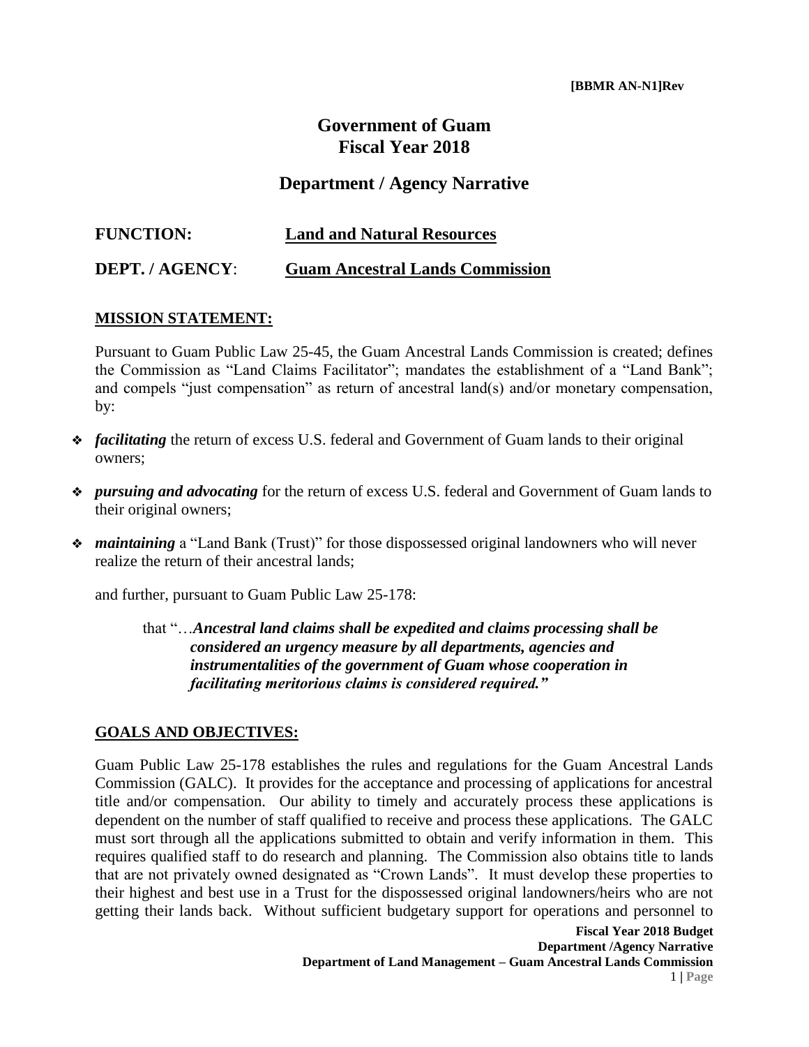**[BBMR AN-N1]Rev**

# Government of Guam
# Fiscal Year 2018

## Department / Agency Narrative

**FUNCTION:** **Land and Natural Resources**

**DEPT. / AGENCY**: **Guam Ancestral Lands Commission**

### MISSION STATEMENT:

Pursuant to Guam Public Law 25-45, the Guam Ancestral Lands Commission is created; defines the Commission as "Land Claims Facilitator"; mandates the establishment of a "Land Bank"; and compels "just compensation" as return of ancestral land(s) and/or monetary compensation, by:

- ***facilitating*** the return of excess U.S. federal and Government of Guam lands to their original owners;
- ***pursuing and advocating*** for the return of excess U.S. federal and Government of Guam lands to their original owners;
- ***maintaining*** a "Land Bank (Trust)" for those dispossessed original landowners who will never realize the return of their ancestral lands;

and further, pursuant to Guam Public Law 25-178:

> that "…***Ancestral land claims shall be expedited and claims processing shall be considered an urgency measure by all departments, agencies and instrumentalities of the government of Guam whose cooperation in facilitating meritorious claims is considered required."***

### GOALS AND OBJECTIVES:

Guam Public Law 25-178 establishes the rules and regulations for the Guam Ancestral Lands Commission (GALC). It provides for the acceptance and processing of applications for ancestral title and/or compensation. Our ability to timely and accurately process these applications is dependent on the number of staff qualified to receive and process these applications. The GALC must sort through all the applications submitted to obtain and verify information in them. This requires qualified staff to do research and planning. The Commission also obtains title to lands that are not privately owned designated as "Crown Lands". It must develop these properties to their highest and best use in a Trust for the dispossessed original landowners/heirs who are not getting their lands back. Without sufficient budgetary support for operations and personnel to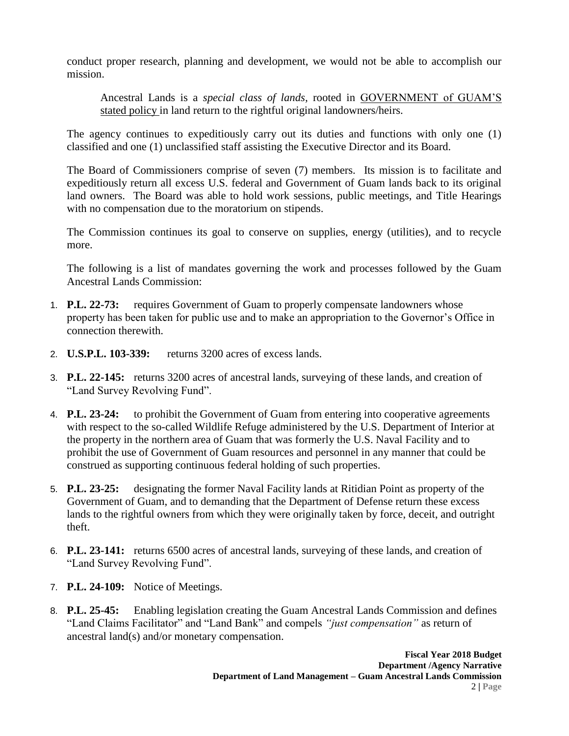conduct proper research, planning and development, we would not be able to accomplish our mission.

> Ancestral Lands is a *special class of lands,* rooted in GOVERNMENT of GUAM'S stated policy in land return to the rightful original landowners/heirs.

The agency continues to expeditiously carry out its duties and functions with only one (1) classified and one (1) unclassified staff assisting the Executive Director and its Board.

The Board of Commissioners comprise of seven (7) members. Its mission is to facilitate and expeditiously return all excess U.S. federal and Government of Guam lands back to its original land owners. The Board was able to hold work sessions, public meetings, and Title Hearings with no compensation due to the moratorium on stipends.

The Commission continues its goal to conserve on supplies, energy (utilities), and to recycle more.

The following is a list of mandates governing the work and processes followed by the Guam Ancestral Lands Commission:

1. **P.L. 22-73:** requires Government of Guam to properly compensate landowners whose property has been taken for public use and to make an appropriation to the Governor's Office in connection therewith.
2. **U.S.P.L. 103-339:** returns 3200 acres of excess lands.
3. **P.L. 22-145:** returns 3200 acres of ancestral lands, surveying of these lands, and creation of "Land Survey Revolving Fund".
4. **P.L. 23-24:** to prohibit the Government of Guam from entering into cooperative agreements with respect to the so-called Wildlife Refuge administered by the U.S. Department of Interior at the property in the northern area of Guam that was formerly the U.S. Naval Facility and to prohibit the use of Government of Guam resources and personnel in any manner that could be construed as supporting continuous federal holding of such properties.
5. **P.L. 23-25:** designating the former Naval Facility lands at Ritidian Point as property of the Government of Guam, and to demanding that the Department of Defense return these excess lands to the rightful owners from which they were originally taken by force, deceit, and outright theft.
6. **P.L. 23-141:** returns 6500 acres of ancestral lands, surveying of these lands, and creation of "Land Survey Revolving Fund".
7. **P.L. 24-109:** Notice of Meetings.
8. **P.L. 25-45:** Enabling legislation creating the Guam Ancestral Lands Commission and defines "Land Claims Facilitator" and "Land Bank" and compels *"just compensation"* as return of ancestral land(s) and/or monetary compensation.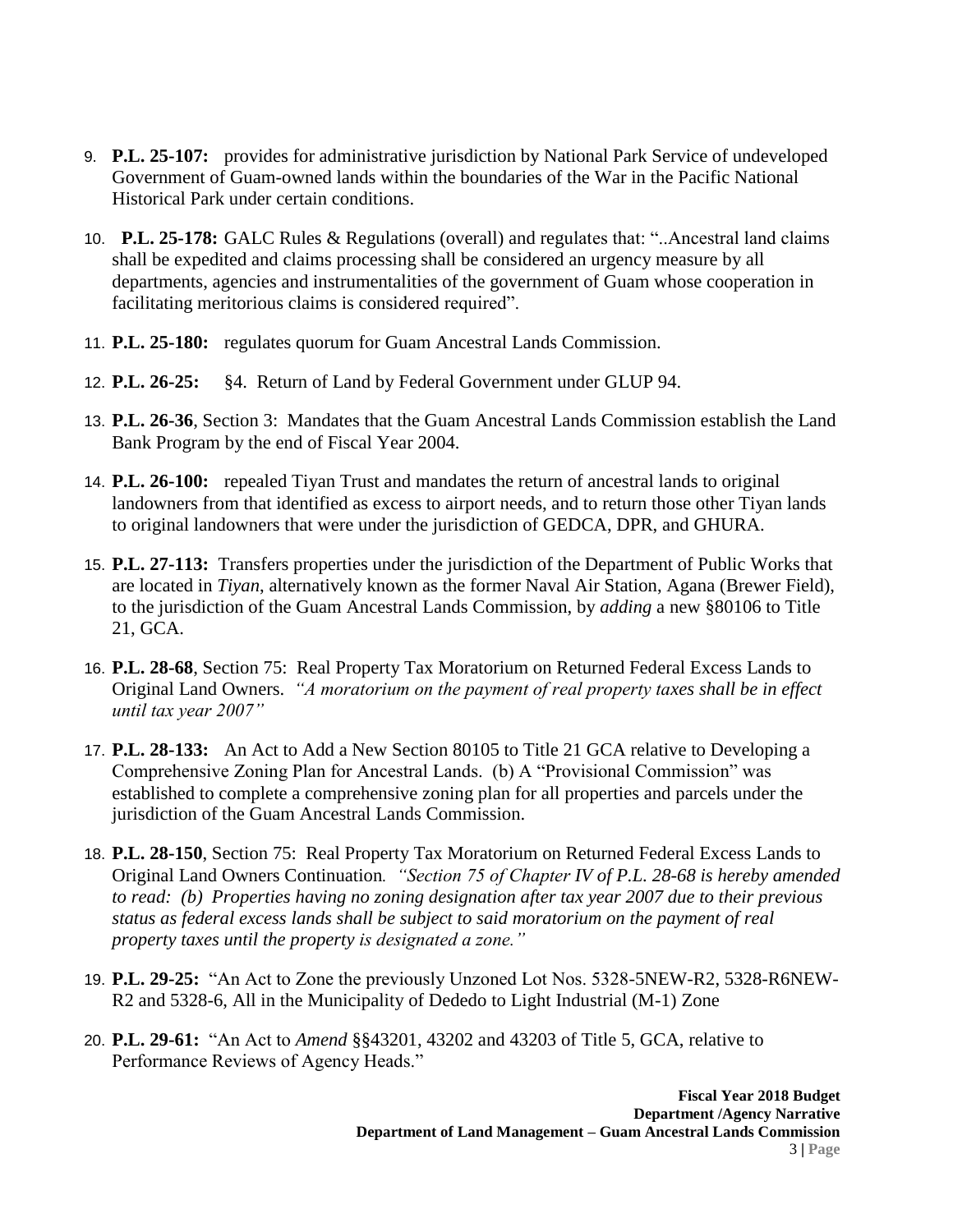9. **P.L. 25-107:** provides for administrative jurisdiction by National Park Service of undeveloped Government of Guam-owned lands within the boundaries of the War in the Pacific National Historical Park under certain conditions.

10. **P.L. 25-178:** GALC Rules & Regulations (overall) and regulates that: "..Ancestral land claims shall be expedited and claims processing shall be considered an urgency measure by all departments, agencies and instrumentalities of the government of Guam whose cooperation in facilitating meritorious claims is considered required".

11. **P.L. 25-180:** regulates quorum for Guam Ancestral Lands Commission.

12. **P.L. 26-25:** §4. Return of Land by Federal Government under GLUP 94.

13. **P.L. 26-36**, Section 3: Mandates that the Guam Ancestral Lands Commission establish the Land Bank Program by the end of Fiscal Year 2004.

14. **P.L. 26-100:** repealed Tiyan Trust and mandates the return of ancestral lands to original landowners from that identified as excess to airport needs, and to return those other Tiyan lands to original landowners that were under the jurisdiction of GEDCA, DPR, and GHURA.

15. **P.L. 27-113:** Transfers properties under the jurisdiction of the Department of Public Works that are located in *Tiyan*, alternatively known as the former Naval Air Station, Agana (Brewer Field), to the jurisdiction of the Guam Ancestral Lands Commission, by *adding* a new §80106 to Title 21, GCA.

16. **P.L. 28-68**, Section 75: Real Property Tax Moratorium on Returned Federal Excess Lands to Original Land Owners. *"A moratorium on the payment of real property taxes shall be in effect until tax year 2007"*

17. **P.L. 28-133:** An Act to Add a New Section 80105 to Title 21 GCA relative to Developing a Comprehensive Zoning Plan for Ancestral Lands. (b) A "Provisional Commission" was established to complete a comprehensive zoning plan for all properties and parcels under the jurisdiction of the Guam Ancestral Lands Commission.

18. **P.L. 28-150**, Section 75: Real Property Tax Moratorium on Returned Federal Excess Lands to Original Land Owners Continuation. *"Section 75 of Chapter IV of P.L. 28-68 is hereby amended to read: (b) Properties having no zoning designation after tax year 2007 due to their previous status as federal excess lands shall be subject to said moratorium on the payment of real property taxes until the property is designated a zone."*

19. **P.L. 29-25:** "An Act to Zone the previously Unzoned Lot Nos. 5328-5NEW-R2, 5328-R6NEW-R2 and 5328-6, All in the Municipality of Dededo to Light Industrial (M-1) Zone

20. **P.L. 29-61:** "An Act to *Amend* §§43201, 43202 and 43203 of Title 5, GCA, relative to Performance Reviews of Agency Heads."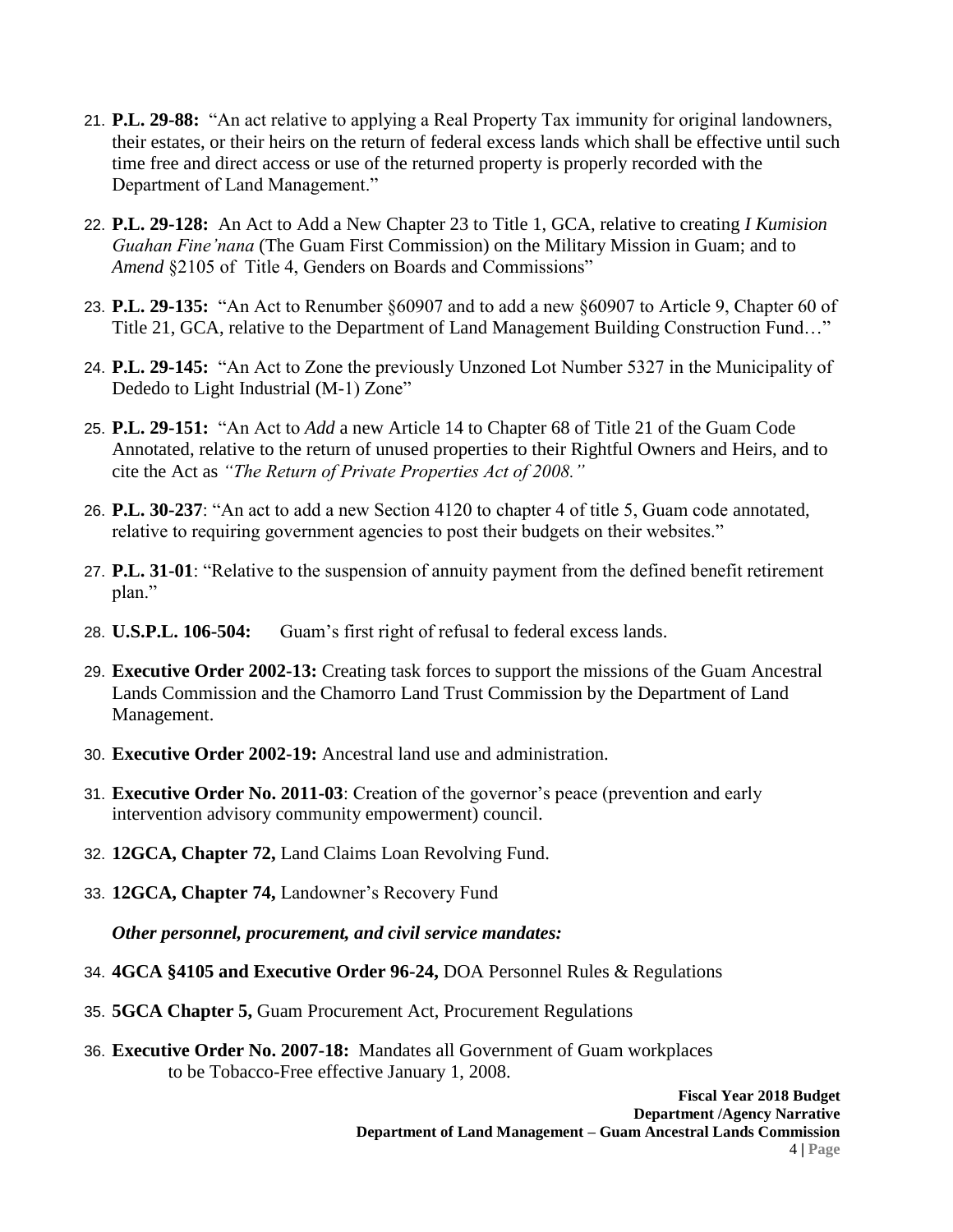21. **P.L. 29-88:** "An act relative to applying a Real Property Tax immunity for original landowners, their estates, or their heirs on the return of federal excess lands which shall be effective until such time free and direct access or use of the returned property is properly recorded with the Department of Land Management."

22. **P.L. 29-128:** An Act to Add a New Chapter 23 to Title 1, GCA, relative to creating *I Kumision Guahan Fine'nana* (The Guam First Commission) on the Military Mission in Guam; and to *Amend* §2105 of Title 4, Genders on Boards and Commissions"

23. **P.L. 29-135:** "An Act to Renumber §60907 and to add a new §60907 to Article 9, Chapter 60 of Title 21, GCA, relative to the Department of Land Management Building Construction Fund…"

24. **P.L. 29-145:** "An Act to Zone the previously Unzoned Lot Number 5327 in the Municipality of Dededo to Light Industrial (M-1) Zone"

25. **P.L. 29-151:** "An Act to *Add* a new Article 14 to Chapter 68 of Title 21 of the Guam Code Annotated, relative to the return of unused properties to their Rightful Owners and Heirs, and to cite the Act as *"The Return of Private Properties Act of 2008."*

26. **P.L. 30-237**: "An act to add a new Section 4120 to chapter 4 of title 5, Guam code annotated, relative to requiring government agencies to post their budgets on their websites."

27. **P.L. 31-01**: "Relative to the suspension of annuity payment from the defined benefit retirement plan."

28. **U.S.P.L. 106-504:** Guam's first right of refusal to federal excess lands.

29. **Executive Order 2002-13:** Creating task forces to support the missions of the Guam Ancestral Lands Commission and the Chamorro Land Trust Commission by the Department of Land Management.

30. **Executive Order 2002-19:** Ancestral land use and administration.

31. **Executive Order No. 2011-03**: Creation of the governor's peace (prevention and early intervention advisory community empowerment) council.

32. **12GCA, Chapter 72,** Land Claims Loan Revolving Fund.

33. **12GCA, Chapter 74,** Landowner's Recovery Fund

***Other personnel, procurement, and civil service mandates:***

34. **4GCA §4105 and Executive Order 96-24,** DOA Personnel Rules & Regulations

35. **5GCA Chapter 5,** Guam Procurement Act, Procurement Regulations

36. **Executive Order No. 2007-18:** Mandates all Government of Guam workplaces to be Tobacco-Free effective January 1, 2008.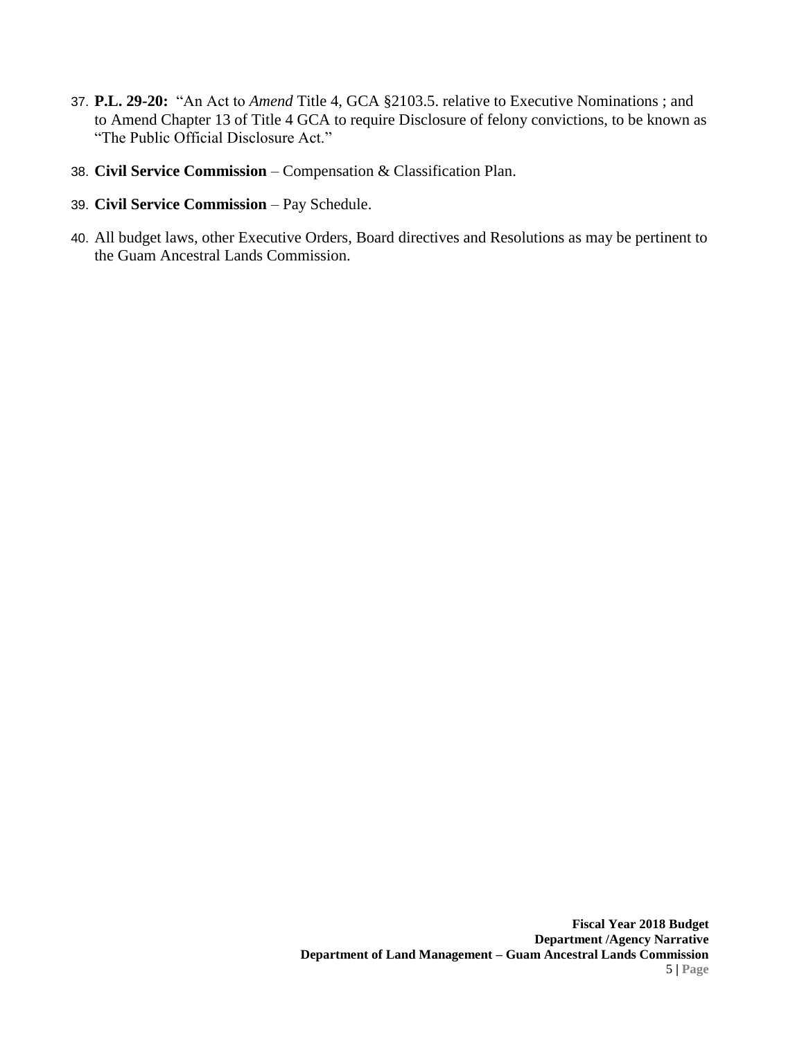37. **P.L. 29-20:** "An Act to *Amend* Title 4, GCA §2103.5. relative to Executive Nominations ; and to Amend Chapter 13 of Title 4 GCA to require Disclosure of felony convictions, to be known as "The Public Official Disclosure Act."
38. **Civil Service Commission** – Compensation & Classification Plan.
39. **Civil Service Commission** – Pay Schedule.
40. All budget laws, other Executive Orders, Board directives and Resolutions as may be pertinent to the Guam Ancestral Lands Commission.